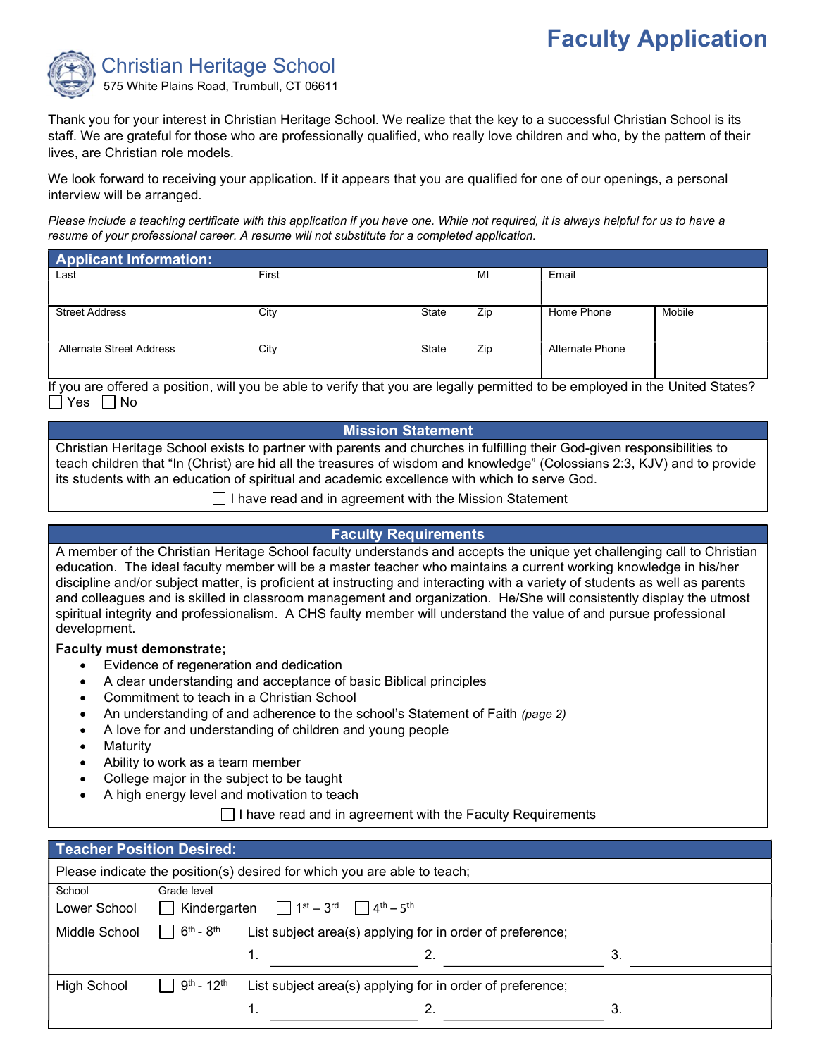# Faculty Application

## Christian Heritage School

575 White Plains Road, Trumbull, CT 06611

Thank you for your interest in Christian Heritage School. We realize that the key to a successful Christian School is its staff. We are grateful for those who are professionally qualified, who really love children and who, by the pattern of their lives, are Christian role models.

We look forward to receiving your application. If it appears that you are qualified for one of our openings, a personal interview will be arranged.

*Please include a teaching certificate with this application if you have one. While not required, it is always helpful for us to have a resume of your professional career. A resume will not substitute for a completed application.*

### Applicant Information:

| Last | First | | MI | Email | |
|---|---|---|---|---|---|
| | | | | | |
| Street Address | City | State | Zip | Home Phone | Mobile |
| | | | | | |
| Alternate Street Address | City | State | Zip | Alternate Phone | |
| | | | | | |

If you are offered a position, will you be able to verify that you are legally permitted to be employed in the United States?
☐ Yes ☐ No

### Mission Statement

Christian Heritage School exists to partner with parents and churches in fulfilling their God-given responsibilities to teach children that "In (Christ) are hid all the treasures of wisdom and knowledge" (Colossians 2:3, KJV) and to provide its students with an education of spiritual and academic excellence with which to serve God.

☐ I have read and in agreement with the Mission Statement

### Faculty Requirements

A member of the Christian Heritage School faculty understands and accepts the unique yet challenging call to Christian education. The ideal faculty member will be a master teacher who maintains a current working knowledge in his/her discipline and/or subject matter, is proficient at instructing and interacting with a variety of students as well as parents and colleagues and is skilled in classroom management and organization. He/She will consistently display the utmost spiritual integrity and professionalism. A CHS faulty member will understand the value of and pursue professional development.

**Faculty must demonstrate;**

- Evidence of regeneration and dedication
- A clear understanding and acceptance of basic Biblical principles
- Commitment to teach in a Christian School
- An understanding of and adherence to the school's Statement of Faith *(page 2)*
- A love for and understanding of children and young people
- Maturity
- Ability to work as a team member
- College major in the subject to be taught
- A high energy level and motivation to teach

☐ I have read and in agreement with the Faculty Requirements

### Teacher Position Desired:

Please indicate the position(s) desired for which you are able to teach;

| School | Grade level | |
|---|---|---|
| Lower School | ☐ Kindergarten ☐ 1st – 3rd ☐ 4th – 5th | |
| Middle School | ☐ 6th - 8th | List subject area(s) applying for in order of preference; 1. \_\_\_\_\_\_\_\_ 2. \_\_\_\_\_\_\_\_ 3. \_\_\_\_\_\_\_\_ |
| High School | ☐ 9th - 12th | List subject area(s) applying for in order of preference; 1. \_\_\_\_\_\_\_\_ 2. \_\_\_\_\_\_\_\_ 3. \_\_\_\_\_\_\_\_ |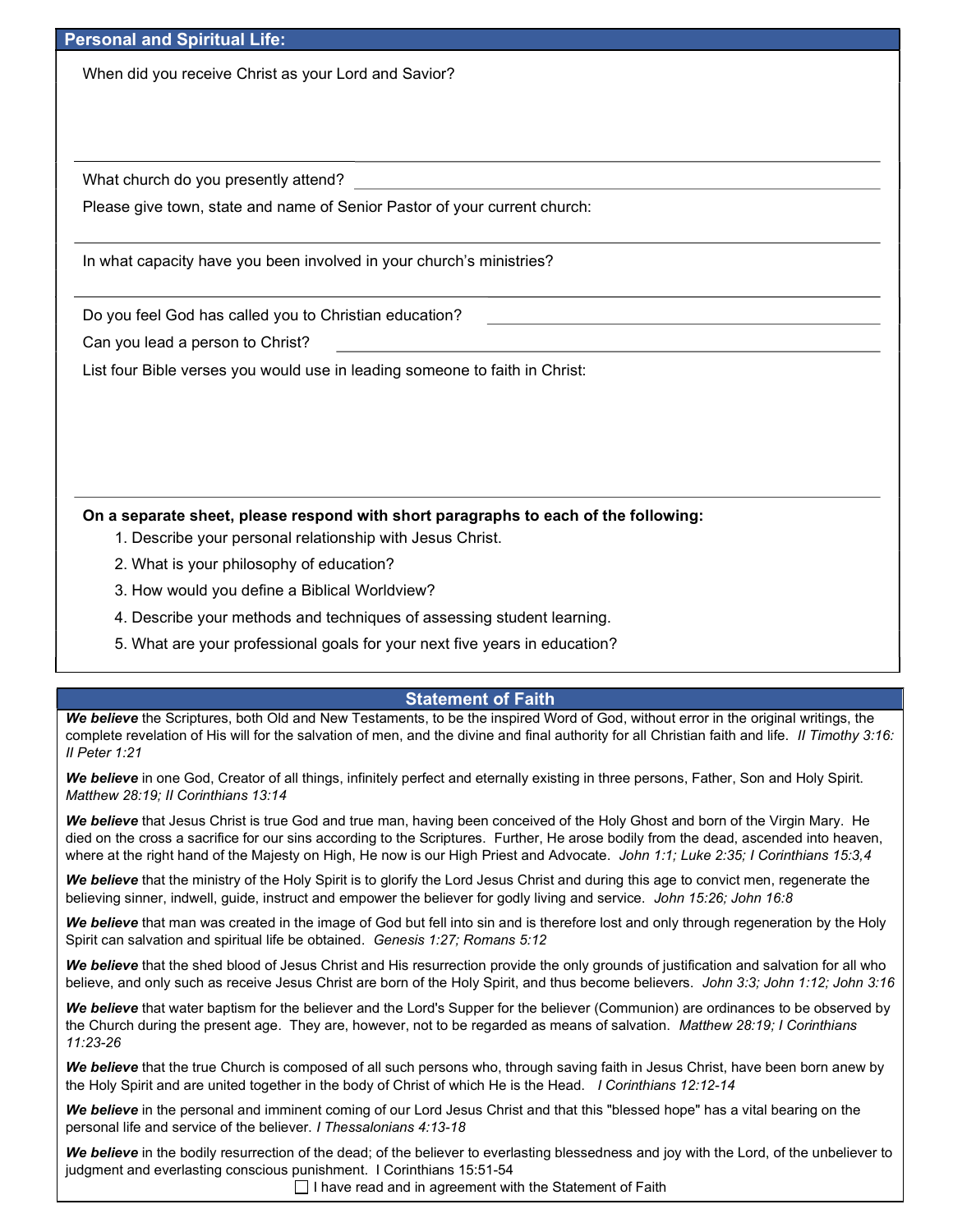## Personal and Spiritual Life:

When did you receive Christ as your Lord and Savior?

What church do you presently attend?

Please give town, state and name of Senior Pastor of your current church:

In what capacity have you been involved in your church's ministries?

Do you feel God has called you to Christian education?

Can you lead a person to Christ?

List four Bible verses you would use in leading someone to faith in Christ:

**On a separate sheet, please respond with short paragraphs to each of the following:**

1. Describe your personal relationship with Jesus Christ.
2. What is your philosophy of education?
3. How would you define a Biblical Worldview?
4. Describe your methods and techniques of assessing student learning.
5. What are your professional goals for your next five years in education?

## Statement of Faith

***We believe*** the Scriptures, both Old and New Testaments, to be the inspired Word of God, without error in the original writings, the complete revelation of His will for the salvation of men, and the divine and final authority for all Christian faith and life. *II Timothy 3:16: II Peter 1:21*

***We believe*** in one God, Creator of all things, infinitely perfect and eternally existing in three persons, Father, Son and Holy Spirit. *Matthew 28:19; II Corinthians 13:14*

***We believe*** that Jesus Christ is true God and true man, having been conceived of the Holy Ghost and born of the Virgin Mary. He died on the cross a sacrifice for our sins according to the Scriptures. Further, He arose bodily from the dead, ascended into heaven, where at the right hand of the Majesty on High, He now is our High Priest and Advocate. *John 1:1; Luke 2:35; I Corinthians 15:3,4*

***We believe*** that the ministry of the Holy Spirit is to glorify the Lord Jesus Christ and during this age to convict men, regenerate the believing sinner, indwell, guide, instruct and empower the believer for godly living and service. *John 15:26; John 16:8*

***We believe*** that man was created in the image of God but fell into sin and is therefore lost and only through regeneration by the Holy Spirit can salvation and spiritual life be obtained. *Genesis 1:27; Romans 5:12*

***We believe*** that the shed blood of Jesus Christ and His resurrection provide the only grounds of justification and salvation for all who believe, and only such as receive Jesus Christ are born of the Holy Spirit, and thus become believers. *John 3:3; John 1:12; John 3:16*

***We believe*** that water baptism for the believer and the Lord's Supper for the believer (Communion) are ordinances to be observed by the Church during the present age. They are, however, not to be regarded as means of salvation. *Matthew 28:19; I Corinthians 11:23-26*

***We believe*** that the true Church is composed of all such persons who, through saving faith in Jesus Christ, have been born anew by the Holy Spirit and are united together in the body of Christ of which He is the Head. *I Corinthians 12:12-14*

***We believe*** in the personal and imminent coming of our Lord Jesus Christ and that this "blessed hope" has a vital bearing on the personal life and service of the believer. *I Thessalonians 4:13-18*

***We believe*** in the bodily resurrection of the dead; of the believer to everlasting blessedness and joy with the Lord, of the unbeliever to judgment and everlasting conscious punishment. I Corinthians 15:51-54

☐ I have read and in agreement with the Statement of Faith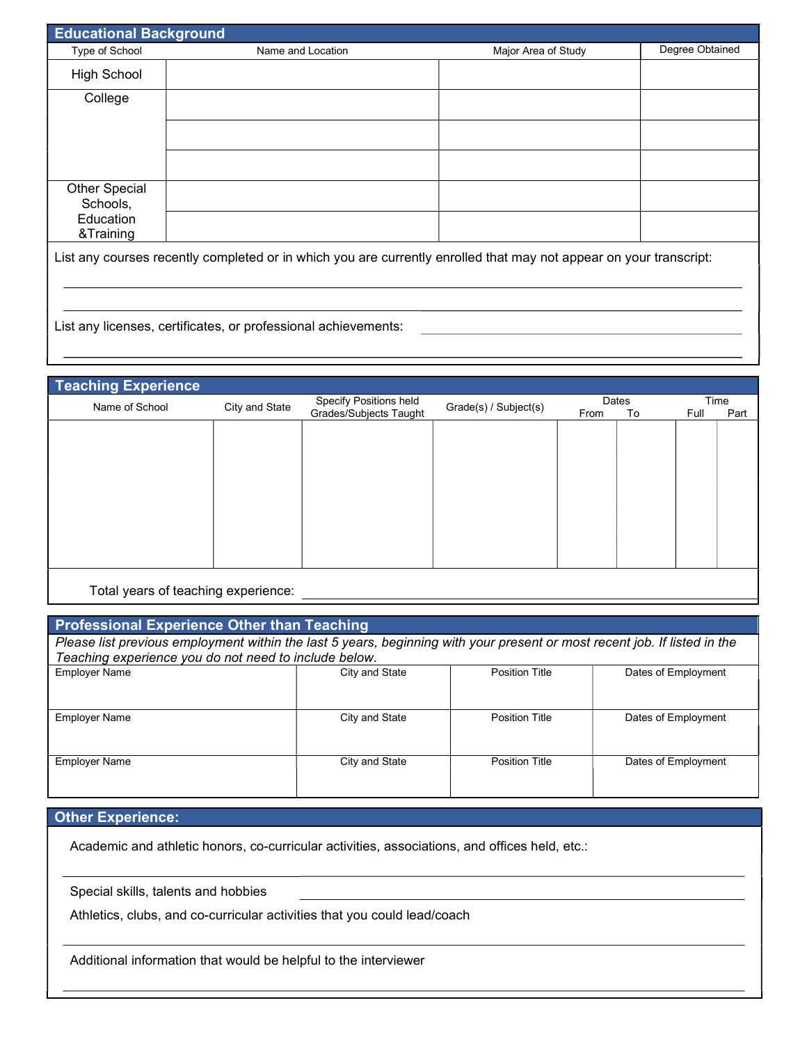## Educational Background

| Type of School | Name and Location | Major Area of Study | Degree Obtained |
|---|---|---|---|
| High School | | | |
| College | | | |
| | | | |
| | | | |
| Other Special Schools, Education &Training | | | |
| | | | |

List any courses recently completed or in which you are currently enrolled that may not appear on your transcript:

_______________________________________________

_______________________________________________

List any licenses, certificates, or professional achievements: _______________________________________________

_______________________________________________

## Teaching Experience

| Name of School | City and State | Specify Positions held Grades/Subjects Taught | Grade(s) / Subject(s) | Dates | | Time | |
|---|---|---|---|---|---|---|---|
| | | | | From | To | Full | Part |
| | | | | | | | |

Total years of teaching experience: _______________________________________________

## Professional Experience Other than Teaching

*Please list previous employment within the last 5 years, beginning with your present or most recent job. If listed in the Teaching experience you do not need to include below.*

| Employer Name | City and State | Position Title | Dates of Employment |
|---|---|---|---|
| Employer Name | City and State | Position Title | Dates of Employment |
| Employer Name | City and State | Position Title | Dates of Employment |

## Other Experience:

Academic and athletic honors, co-curricular activities, associations, and offices held, etc.:

_______________________________________________

Special skills, talents and hobbies _______________________________________________

Athletics, clubs, and co-curricular activities that you could lead/coach

_______________________________________________

Additional information that would be helpful to the interviewer

_______________________________________________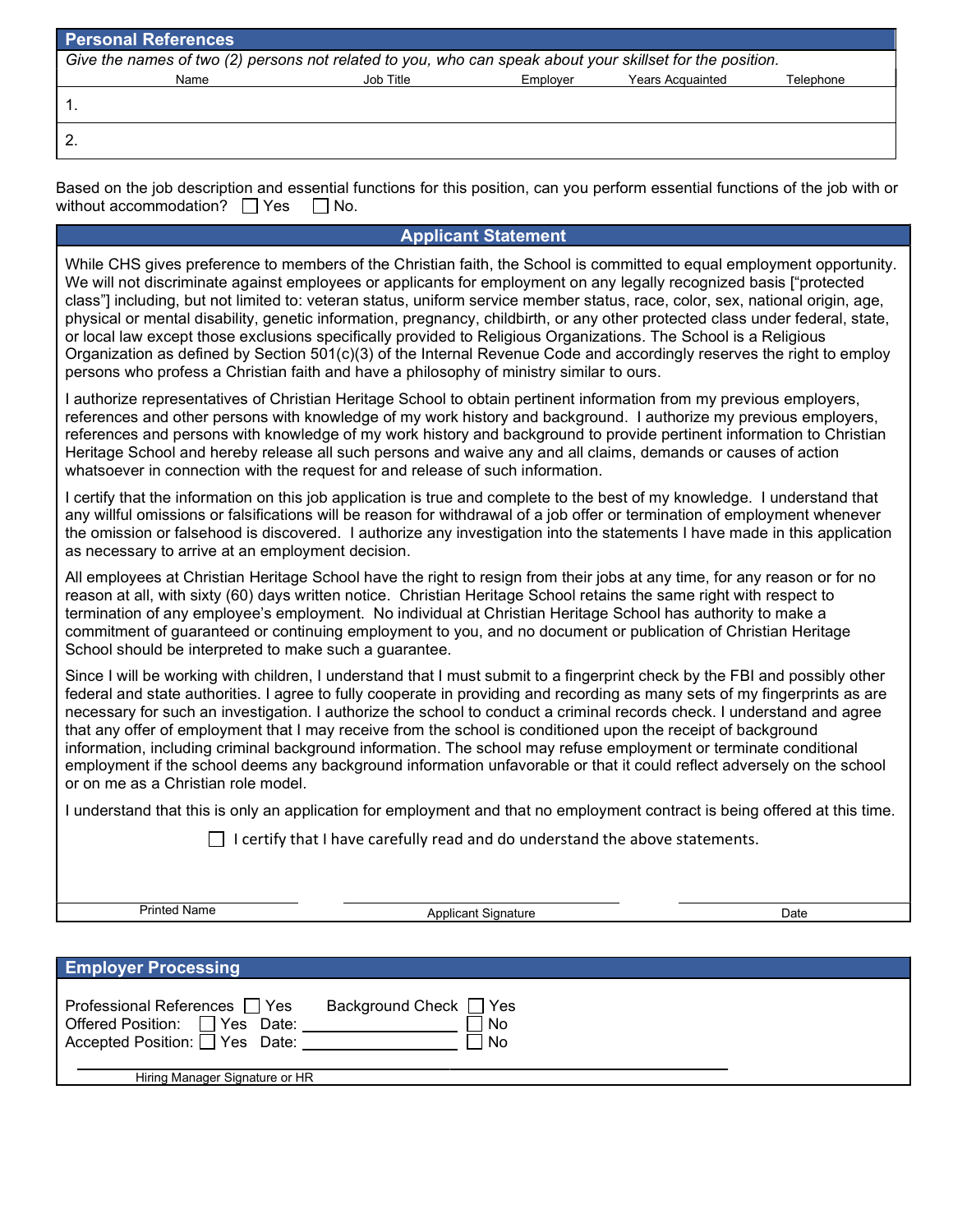## Personal References

*Give the names of two (2) persons not related to you, who can speak about your skillset for the position.*

| | Name | Job Title | Employer | Years Acquainted | Telephone |
|---|---|---|---|---|---|
| 1. | | | | | |
| 2. | | | | | |

Based on the job description and essential functions for this position, can you perform essential functions of the job with or without accommodation? ☐ Yes ☐ No.

## Applicant Statement

While CHS gives preference to members of the Christian faith, the School is committed to equal employment opportunity. We will not discriminate against employees or applicants for employment on any legally recognized basis ["protected class"] including, but not limited to: veteran status, uniform service member status, race, color, sex, national origin, age, physical or mental disability, genetic information, pregnancy, childbirth, or any other protected class under federal, state, or local law except those exclusions specifically provided to Religious Organizations. The School is a Religious Organization as defined by Section 501(c)(3) of the Internal Revenue Code and accordingly reserves the right to employ persons who profess a Christian faith and have a philosophy of ministry similar to ours.

I authorize representatives of Christian Heritage School to obtain pertinent information from my previous employers, references and other persons with knowledge of my work history and background. I authorize my previous employers, references and persons with knowledge of my work history and background to provide pertinent information to Christian Heritage School and hereby release all such persons and waive any and all claims, demands or causes of action whatsoever in connection with the request for and release of such information.

I certify that the information on this job application is true and complete to the best of my knowledge. I understand that any willful omissions or falsifications will be reason for withdrawal of a job offer or termination of employment whenever the omission or falsehood is discovered. I authorize any investigation into the statements I have made in this application as necessary to arrive at an employment decision.

All employees at Christian Heritage School have the right to resign from their jobs at any time, for any reason or for no reason at all, with sixty (60) days written notice. Christian Heritage School retains the same right with respect to termination of any employee's employment. No individual at Christian Heritage School has authority to make a commitment of guaranteed or continuing employment to you, and no document or publication of Christian Heritage School should be interpreted to make such a guarantee.

Since I will be working with children, I understand that I must submit to a fingerprint check by the FBI and possibly other federal and state authorities. I agree to fully cooperate in providing and recording as many sets of my fingerprints as are necessary for such an investigation. I authorize the school to conduct a criminal records check. I understand and agree that any offer of employment that I may receive from the school is conditioned upon the receipt of background information, including criminal background information. The school may refuse employment or terminate conditional employment if the school deems any background information unfavorable or that it could reflect adversely on the school or on me as a Christian role model.

I understand that this is only an application for employment and that no employment contract is being offered at this time.

☐ I certify that I have carefully read and do understand the above statements.

Printed Name ____________________ Applicant Signature ____________________ Date ____________________

## Employer Processing

Professional References ☐ Yes Background Check ☐ Yes

Offered Position: ☐ Yes Date: ____________________ ☐ No

Accepted Position: ☐ Yes Date: ____________________ ☐ No

____________________

Hiring Manager Signature or HR